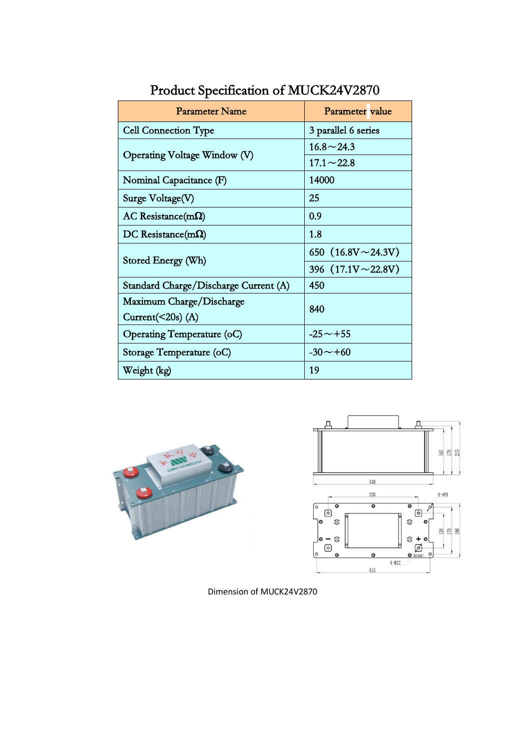# Product Specification of MUCK24V2870

| Parameter Name | Parameter value |
|---|---|
| Cell Connection Type | 3 parallel 6 series |
| Operating Voltage Window (V) | 16.8～24.3 |
| | 17.1～22.8 |
| Nominal Capacitance (F) | 14000 |
| Surge Voltage(V) | 25 |
| AC Resistance(mΩ) | 0.9 |
| DC Resistance(mΩ) | 1.8 |
| Stored Energy (Wh) | 650（16.8V～24.3V） |
| | 396（17.1V～22.8V） |
| Standard Charge/Discharge Current (A) | 450 |
| Maximum Charge/Discharge Current(<20s) (A) | 840 |
| Operating Temperature (oC) | -25～+55 |
| Storage Temperature (oC) | -30～+60 |
| Weight (kg) | 19 |

Dimension of MUCK24V2870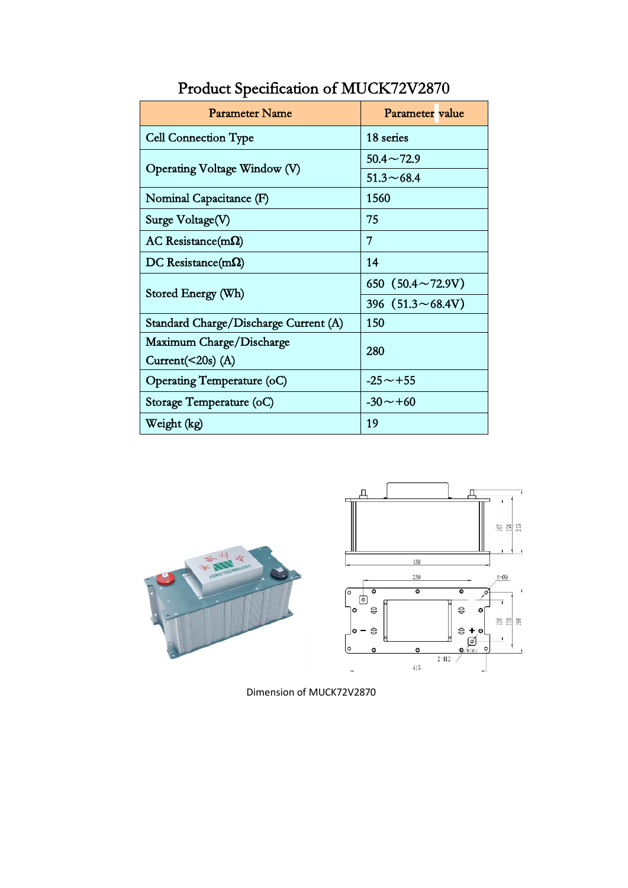# Product Specification of MUCK72V2870

| Parameter Name | Parameter value |
|---|---|
| Cell Connection Type | 18 series |
| Operating Voltage Window (V) | 50.4～72.9 |
| | 51.3～68.4 |
| Nominal Capacitance (F) | 1560 |
| Surge Voltage(V) | 75 |
| AC Resistance(mΩ) | 7 |
| DC Resistance(mΩ) | 14 |
| Stored Energy (Wh) | 650（50.4～72.9V） |
| | 396（51.3～68.4V） |
| Standard Charge/Discharge Current (A) | 150 |
| Maximum Charge/Discharge Current(<20s) (A) | 280 |
| Operating Temperature (oC) | -25～+55 |
| Storage Temperature (oC) | -30～+60 |
| Weight (kg) | 19 |

Dimension of MUCK72V2870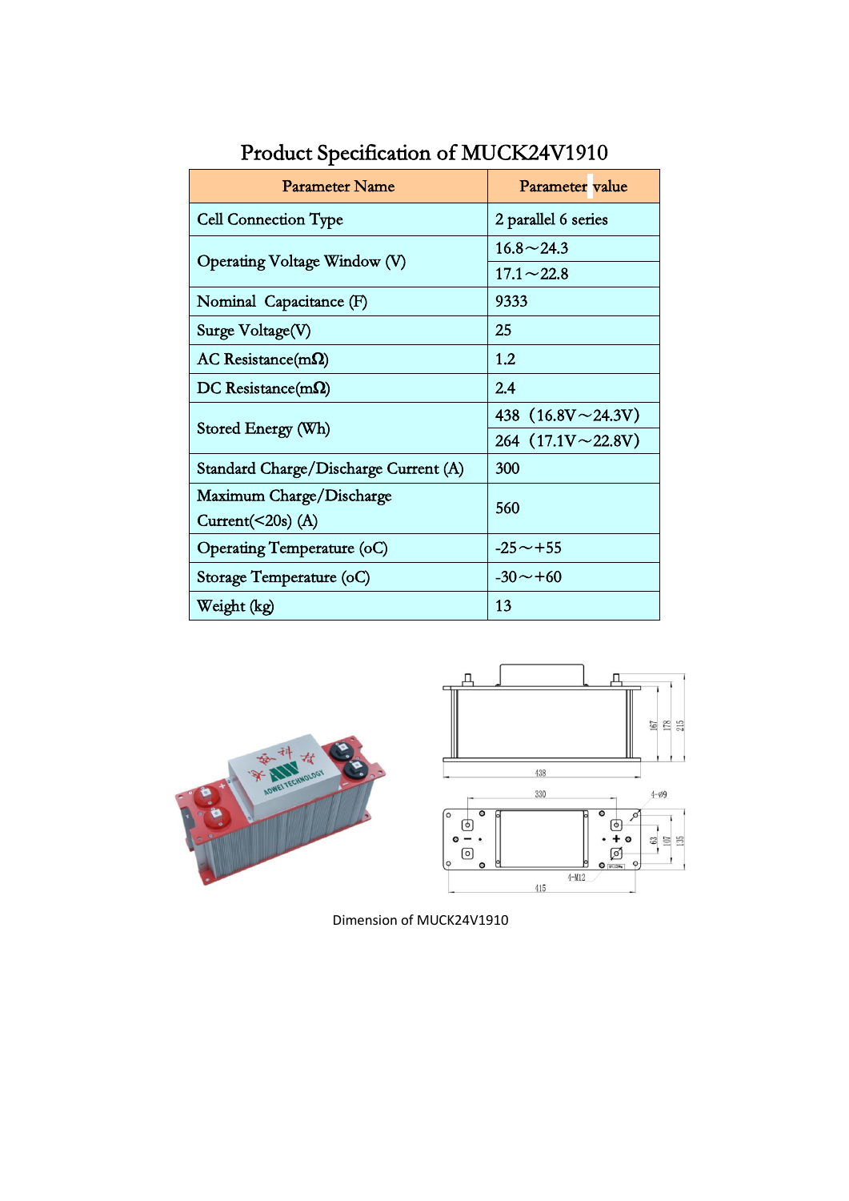# Product Specification of MUCK24V1910

| Parameter Name | Parameter value |
|---|---|
| Cell Connection Type | 2 parallel 6 series |
| Operating Voltage Window (V) | 16.8～24.3 |
| | 17.1～22.8 |
| Nominal Capacitance (F) | 9333 |
| Surge Voltage(V) | 25 |
| AC Resistance(mΩ) | 1.2 |
| DC Resistance(mΩ) | 2.4 |
| Stored Energy (Wh) | 438（16.8V～24.3V） |
| | 264（17.1V～22.8V） |
| Standard Charge/Discharge Current (A) | 300 |
| Maximum Charge/Discharge Current(<20s) (A) | 560 |
| Operating Temperature (oC) | -25～+55 |
| Storage Temperature (oC) | -30～+60 |
| Weight (kg) | 13 |

Dimension of MUCK24V1910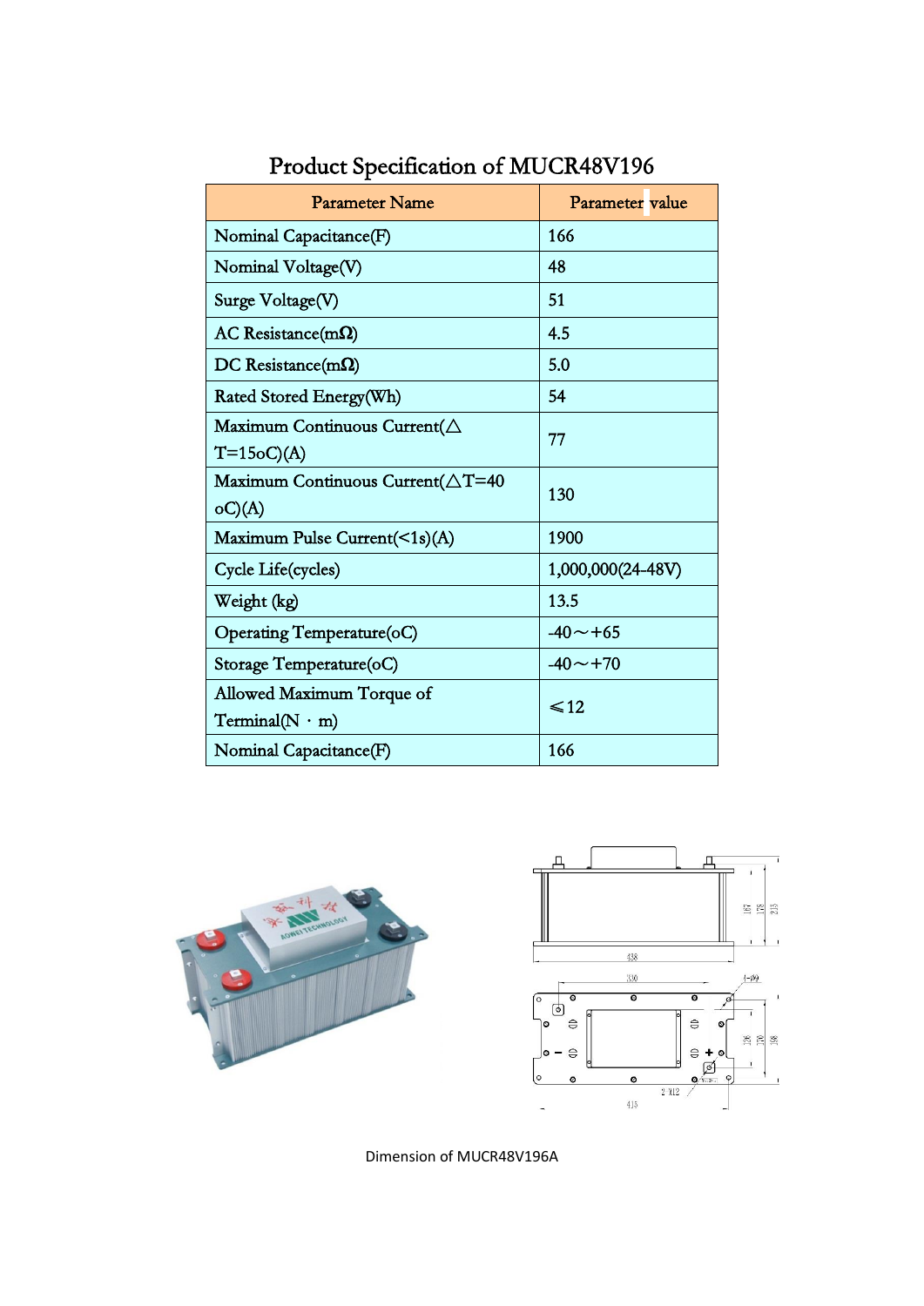## Product Specification of MUCR48V196

| Parameter Name | Parameter value |
|---|---|
| Nominal Capacitance(F) | 166 |
| Nominal Voltage(V) | 48 |
| Surge Voltage(V) | 51 |
| AC Resistance(mΩ) | 4.5 |
| DC Resistance(mΩ) | 5.0 |
| Rated Stored Energy(Wh) | 54 |
| Maximum Continuous Current(△T=15oC)(A) | 77 |
| Maximum Continuous Current(△T=40 oC)(A) | 130 |
| Maximum Pulse Current(<1s)(A) | 1900 |
| Cycle Life(cycles) | 1,000,000(24-48V) |
| Weight (kg) | 13.5 |
| Operating Temperature(oC) | -40～+65 |
| Storage Temperature(oC) | -40～+70 |
| Allowed Maximum Torque of Terminal(N · m) | ≤12 |
| Nominal Capacitance(F) | 166 |

Dimension of MUCR48V196A